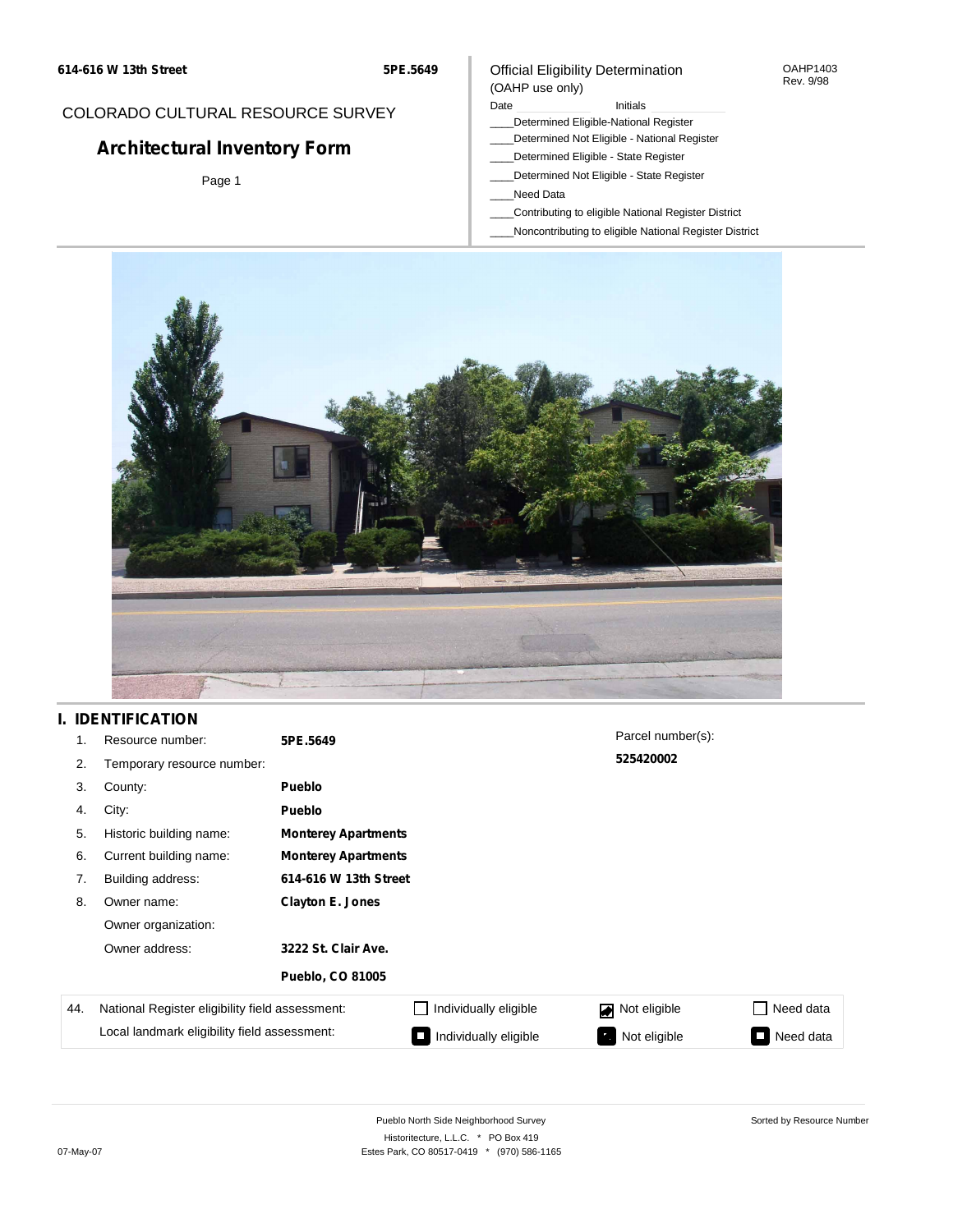614-616 W 13th Street **5PE.5649**

COLORADO CULTURAL RESOURCE SURVEY

# Architectural Inventory Form

Official Eligibility Determination
(OAHP use only)

OAHP1403
Rev. 9/98

Date ____ Initials ____

____Determined Eligible-National Register
____Determined Not Eligible - National Register
____Determined Eligible - State Register
____Determined Not Eligible - State Register
____Need Data
____Contributing to eligible National Register District
____Noncontributing to eligible National Register District

## I. IDENTIFICATION

| | | |
|---|---|---|
| 1. | Resource number: | **5PE.5649** |
| 2. | Temporary resource number: | |
| 3. | County: | **Pueblo** |
| 4. | City: | **Pueblo** |
| 5. | Historic building name: | **Monterey Apartments** |
| 6. | Current building name: | **Monterey Apartments** |
| 7. | Building address: | **614-616 W 13th Street** |
| 8. | Owner name: | **Clayton E. Jones** |
| | Owner organization: | |
| | Owner address: | **3222 St. Clair Ave.** |
| | | **Pueblo, CO 81005** |

Parcel number(s): **525420002**

| 44. | | | | |
|---|---|---|---|---|
| National Register eligibility field assessment: | ☐ Individually eligible | ☑ Not eligible | ☐ Need data |
| Local landmark eligibility field assessment: | ☐ Individually eligible | ☐ Not eligible | ☐ Need data |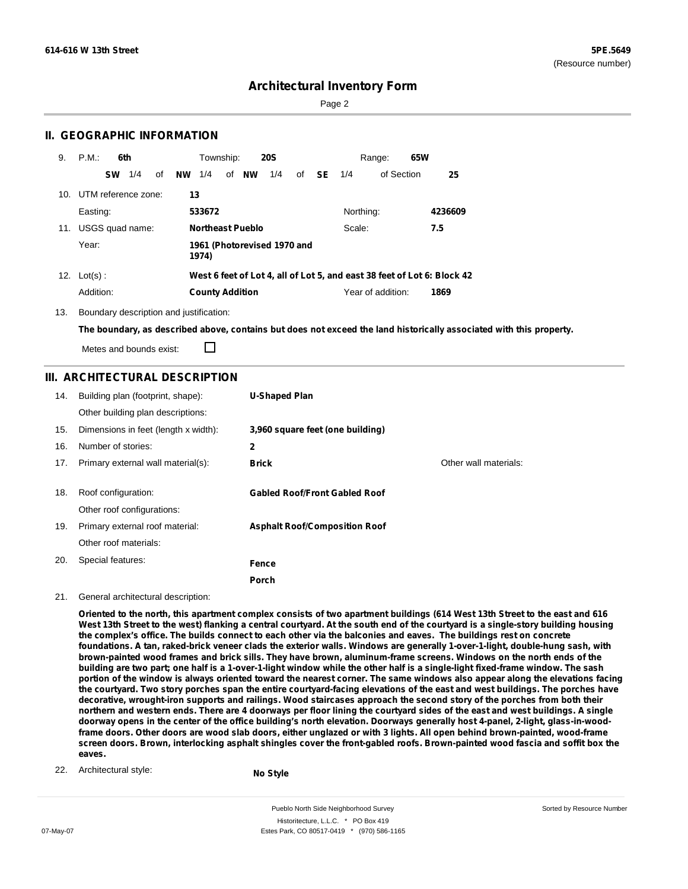# Architectural Inventory Form

## II. GEOGRAPHIC INFORMATION

9. P.M.: **6th** Township: **20S** Range: **65W**

**SW** 1/4 of **NW** 1/4 of **NW** 1/4 of **SE** 1/4 of Section **25**

10. UTM reference zone: **13**

Easting: **533672** Northing: **4236609**

11. USGS quad name: **Northeast Pueblo** Scale: **7.5**

Year: **1961 (Photorevised 1970 and 1974)**

12. Lot(s): **West 6 feet of Lot 4, all of Lot 5, and east 38 feet of Lot 6: Block 42**

Addition: **County Addition** Year of addition: **1869**

13. Boundary description and justification:

**The boundary, as described above, contains but does not exceed the land historically associated with this property.**

Metes and bounds exist: ☐

## III. ARCHITECTURAL DESCRIPTION

14. Building plan (footprint, shape): **U-Shaped Plan**

Other building plan descriptions:

15. Dimensions in feet (length x width): **3,960 square feet (one building)**

16. Number of stories: **2**

17. Primary external wall material(s): **Brick** Other wall materials:

18. Roof configuration: **Gabled Roof/Front Gabled Roof**

Other roof configurations:

19. Primary external roof material: **Asphalt Roof/Composition Roof**

Other roof materials:

20. Special features: **Fence**, **Porch**

21. General architectural description:

**Oriented to the north, this apartment complex consists of two apartment buildings (614 West 13th Street to the east and 616 West 13th Street to the west) flanking a central courtyard. At the south end of the courtyard is a single-story building housing the complex's office. The builds connect to each other via the balconies and eaves. The buildings rest on concrete foundations. A tan, raked-brick veneer clads the exterior walls. Windows are generally 1-over-1-light, double-hung sash, with brown-painted wood frames and brick sills. They have brown, aluminum-frame screens. Windows on the north ends of the building are two part; one half is a 1-over-1-light window while the other half is a single-light fixed-frame window. The sash portion of the window is always oriented toward the nearest corner. The same windows also appear along the elevations facing the courtyard. Two story porches span the entire courtyard-facing elevations of the east and west buildings. The porches have decorative, wrought-iron supports and railings. Wood staircases approach the second story of the porches from both their northern and western ends. There are 4 doorways per floor lining the courtyard sides of the east and west buildings. A single doorway opens in the center of the office building's north elevation. Doorways generally host 4-panel, 2-light, glass-in-wood-frame doors. Other doors are wood slab doors, either unglazed or with 3 lights. All open behind brown-painted, wood-frame screen doors. Brown, interlocking asphalt shingles cover the front-gabled roofs. Brown-painted wood fascia and soffit box the eaves.**

22. Architectural style: **No Style**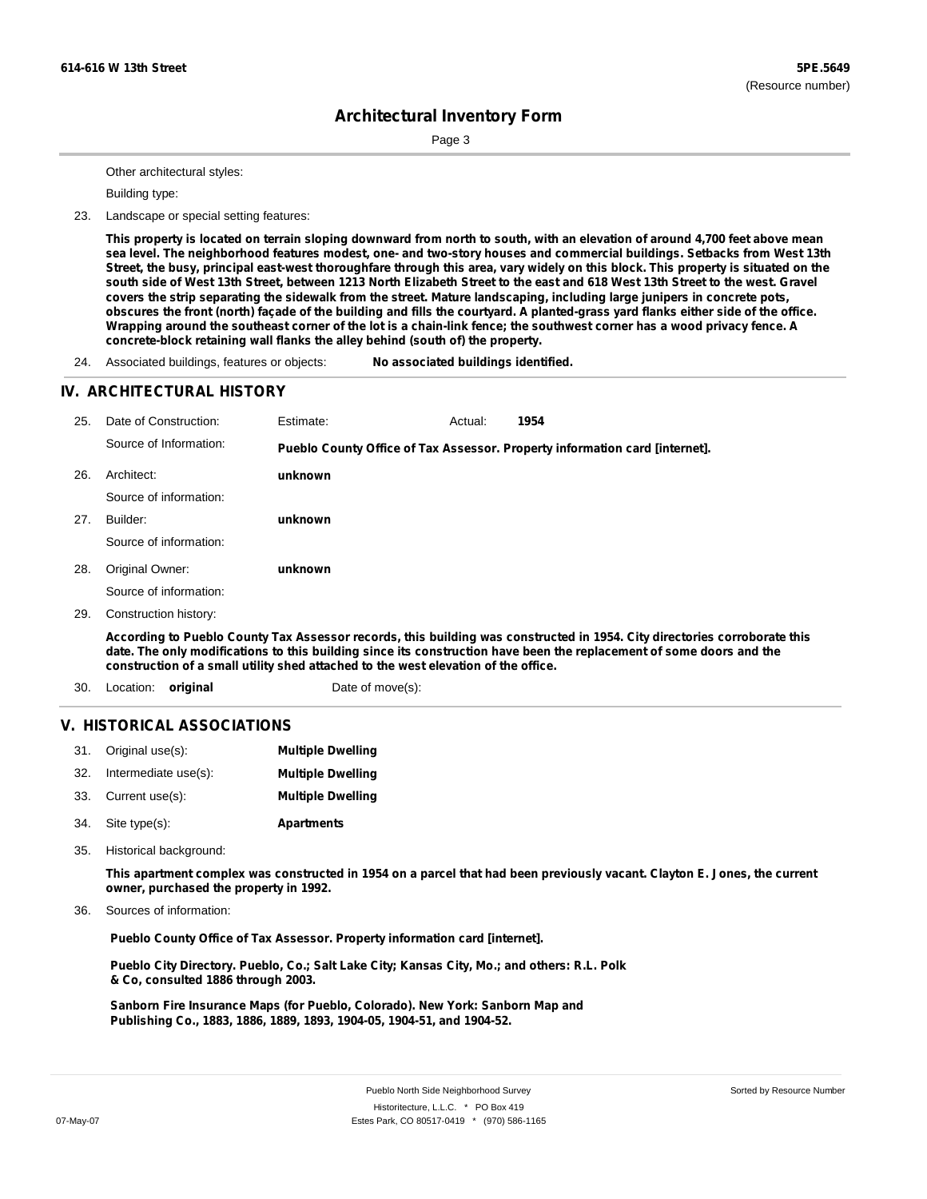Other architectural styles:

Building type:

23. Landscape or special setting features:

**This property is located on terrain sloping downward from north to south, with an elevation of around 4,700 feet above mean sea level. The neighborhood features modest, one- and two-story houses and commercial buildings. Setbacks from West 13th Street, the busy, principal east-west thoroughfare through this area, vary widely on this block. This property is situated on the south side of West 13th Street, between 1213 North Elizabeth Street to the east and 618 West 13th Street to the west. Gravel covers the strip separating the sidewalk from the street. Mature landscaping, including large junipers in concrete pots, obscures the front (north) façade of the building and fills the courtyard. A planted-grass yard flanks either side of the office. Wrapping around the southeast corner of the lot is a chain-link fence; the southwest corner has a wood privacy fence. A concrete-block retaining wall flanks the alley behind (south of) the property.**

24. Associated buildings, features or objects: **No associated buildings identified.**

## IV. ARCHITECTURAL HISTORY

25. Date of Construction: Estimate: Actual: **1954**

Source of Information: **Pueblo County Office of Tax Assessor. Property information card [internet].**

26. Architect: **unknown**

Source of information:

27. Builder: **unknown**

Source of information:

28. Original Owner: **unknown**

Source of information:

29. Construction history:

**According to Pueblo County Tax Assessor records, this building was constructed in 1954. City directories corroborate this date. The only modifications to this building since its construction have been the replacement of some doors and the construction of a small utility shed attached to the west elevation of the office.**

30. Location: **original** Date of move(s):

## V. HISTORICAL ASSOCIATIONS

31. Original use(s): **Multiple Dwelling**
32. Intermediate use(s): **Multiple Dwelling**
33. Current use(s): **Multiple Dwelling**
34. Site type(s): **Apartments**
35. Historical background:

**This apartment complex was constructed in 1954 on a parcel that had been previously vacant. Clayton E. Jones, the current owner, purchased the property in 1992.**

36. Sources of information:

**Pueblo County Office of Tax Assessor. Property information card [internet].**

**Pueblo City Directory. Pueblo, Co.; Salt Lake City; Kansas City, Mo.; and others: R.L. Polk & Co, consulted 1886 through 2003.**

**Sanborn Fire Insurance Maps (for Pueblo, Colorado). New York: Sanborn Map and Publishing Co., 1883, 1886, 1889, 1893, 1904-05, 1904-51, and 1904-52.**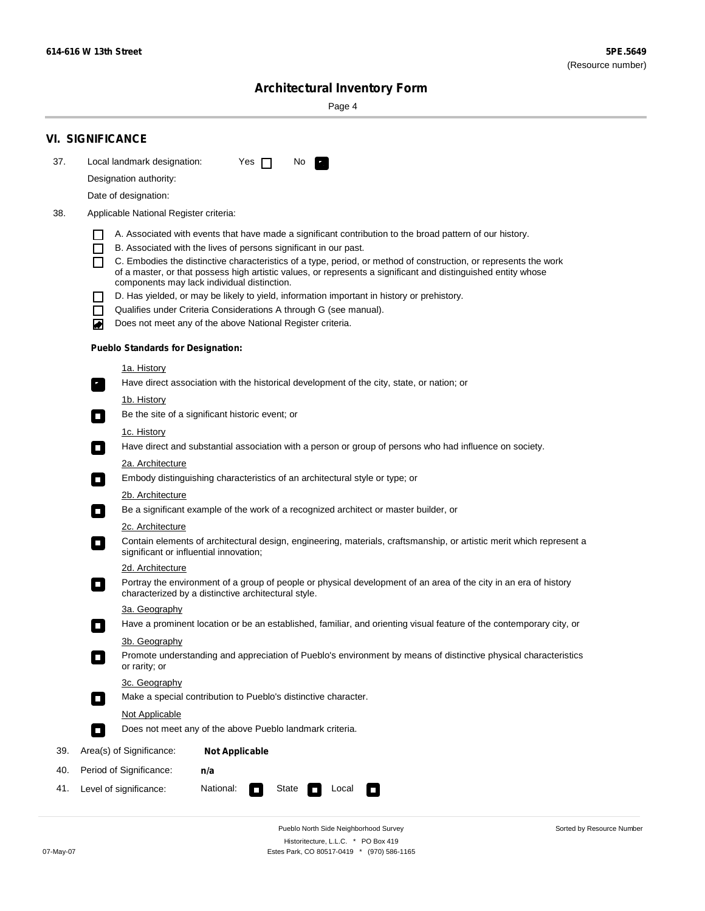## VI. SIGNIFICANCE

37. Local landmark designation: Yes [ ] No [x]

    Designation authority:

    Date of designation:

38. Applicable National Register criteria:

    - [ ] A. Associated with events that have made a significant contribution to the broad pattern of our history.
    - [ ] B. Associated with the lives of persons significant in our past.
    - [ ] C. Embodies the distinctive characteristics of a type, period, or method of construction, or represents the work of a master, or that possess high artistic values, or represents a significant and distinguished entity whose components may lack individual distinction.
    - [ ] D. Has yielded, or may be likely to yield, information important in history or prehistory.
    - [ ] Qualifies under Criteria Considerations A through G (see manual).
    - [x] Does not meet any of the above National Register criteria.

    **Pueblo Standards for Designation:**

    1a. History
    - [x] Have direct association with the historical development of the city, state, or nation; or

    1b. History
    - [ ] Be the site of a significant historic event; or

    1c. History
    - [ ] Have direct and substantial association with a person or group of persons who had influence on society.

    2a. Architecture
    - [ ] Embody distinguishing characteristics of an architectural style or type; or

    2b. Architecture
    - [ ] Be a significant example of the work of a recognized architect or master builder, or

    2c. Architecture
    - [ ] Contain elements of architectural design, engineering, materials, craftsmanship, or artistic merit which represent a significant or influential innovation;

    2d. Architecture
    - [ ] Portray the environment of a group of people or physical development of an area of the city in an era of history characterized by a distinctive architectural style.

    3a. Geography
    - [ ] Have a prominent location or be an established, familiar, and orienting visual feature of the contemporary city, or

    3b. Geography
    - [ ] Promote understanding and appreciation of Pueblo's environment by means of distinctive physical characteristics or rarity; or

    3c. Geography
    - [ ] Make a special contribution to Pueblo's distinctive character.

    Not Applicable
    - [ ] Does not meet any of the above Pueblo landmark criteria.

39. Area(s) of Significance: **Not Applicable**

40. Period of Significance: **n/a**

41. Level of significance: National: [ ] State [ ] Local [ ]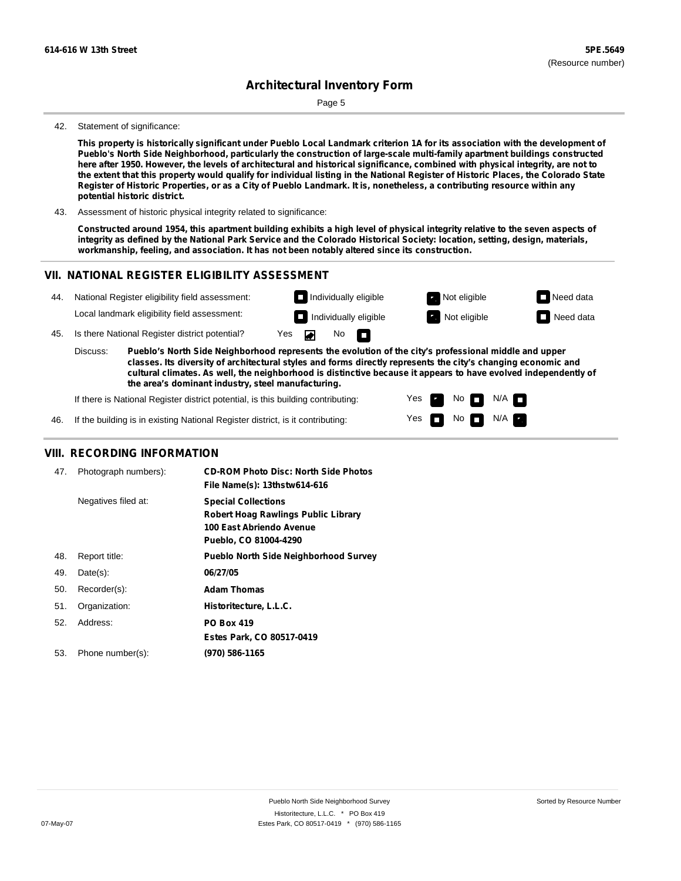614-616 W 13th Street **5PE.5649**
(Resource number)

# Architectural Inventory Form

42. Statement of significance:

**This property is historically significant under Pueblo Local Landmark criterion 1A for its association with the development of Pueblo's North Side Neighborhood, particularly the construction of large-scale multi-family apartment buildings constructed here after 1950. However, the levels of architectural and historical significance, combined with physical integrity, are not to the extent that this property would qualify for individual listing in the National Register of Historic Places, the Colorado State Register of Historic Properties, or as a City of Pueblo Landmark. It is, nonetheless, a contributing resource within any potential historic district.**

43. Assessment of historic physical integrity related to significance:

**Constructed around 1954, this apartment building exhibits a high level of physical integrity relative to the seven aspects of integrity as defined by the National Park Service and the Colorado Historical Society: location, setting, design, materials, workmanship, feeling, and association. It has not been notably altered since its construction.**

## VII. NATIONAL REGISTER ELIGIBILITY ASSESSMENT

44. National Register eligibility field assessment: ☐ Individually eligible ☒ Not eligible ☐ Need data

Local landmark eligibility field assessment: ☐ Individually eligible ☒ Not eligible ☐ Need data

45. Is there National Register district potential? Yes ☒ No ☐

Discuss: **Pueblo's North Side Neighborhood represents the evolution of the city's professional middle and upper classes. Its diversity of architectural styles and forms directly represents the city's changing economic and cultural climates. As well, the neighborhood is distinctive because it appears to have evolved independently of the area's dominant industry, steel manufacturing.**

If there is National Register district potential, is this building contributing: Yes ☒ No ☐ N/A ☐

46. If the building is in existing National Register district, is it contributing: Yes ☐ No ☐ N/A ☒

## VIII. RECORDING INFORMATION

| | | |
|---|---|---|
| 47. | Photograph numbers): | **CD-ROM Photo Disc: North Side Photos**<br>**File Name(s): 13thstw614-616** |
| | Negatives filed at: | **Special Collections**<br>**Robert Hoag Rawlings Public Library**<br>**100 East Abriendo Avenue**<br>**Pueblo, CO 81004-4290** |
| 48. | Report title: | **Pueblo North Side Neighborhood Survey** |
| 49. | Date(s): | **06/27/05** |
| 50. | Recorder(s): | **Adam Thomas** |
| 51. | Organization: | **Historitecture, L.L.C.** |
| 52. | Address: | **PO Box 419**<br>**Estes Park, CO 80517-0419** |
| 53. | Phone number(s): | **(970) 586-1165** |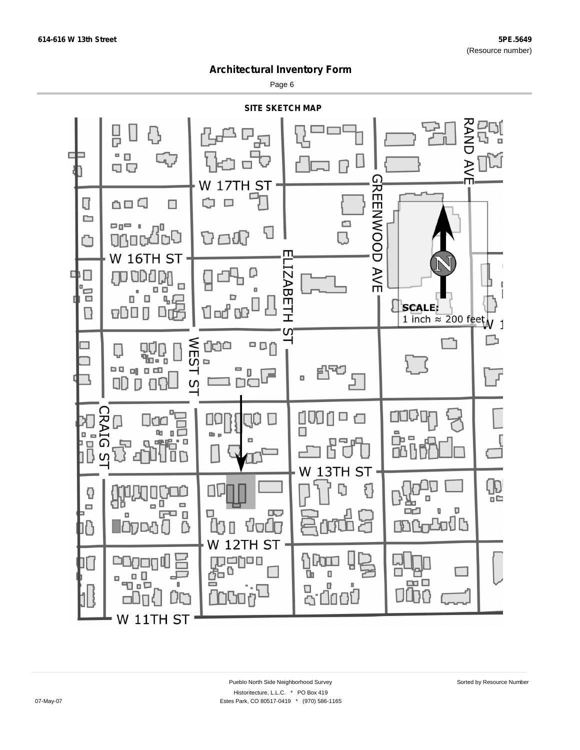# Architectural Inventory Form

## SITE SKETCH MAP

W 17TH ST

RAND AVE

GREENWOOD AVE

W 16TH ST

ELIZABETH ST

SCALE:
1 inch ≈ 200 feet

WEST ST

CRAIG ST

W 13TH ST

W 12TH ST

W 11TH ST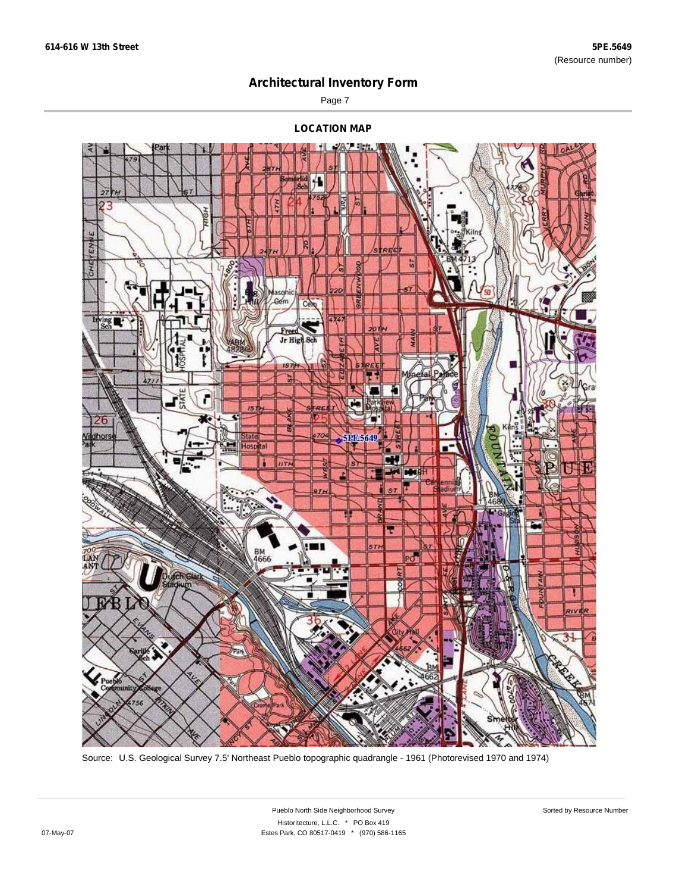614-616 W 13th Street

5PE.5649
(Resource number)

# Architectural Inventory Form

## LOCATION MAP

Source: U.S. Geological Survey 7.5' Northeast Pueblo topographic quadrangle - 1961 (Photorevised 1970 and 1974)

Pueblo North Side Neighborhood Survey
Historitecture, L.L.C. * PO Box 419
Estes Park, CO 80517-0419 * (970) 586-1165

07-May-07

Sorted by Resource Number